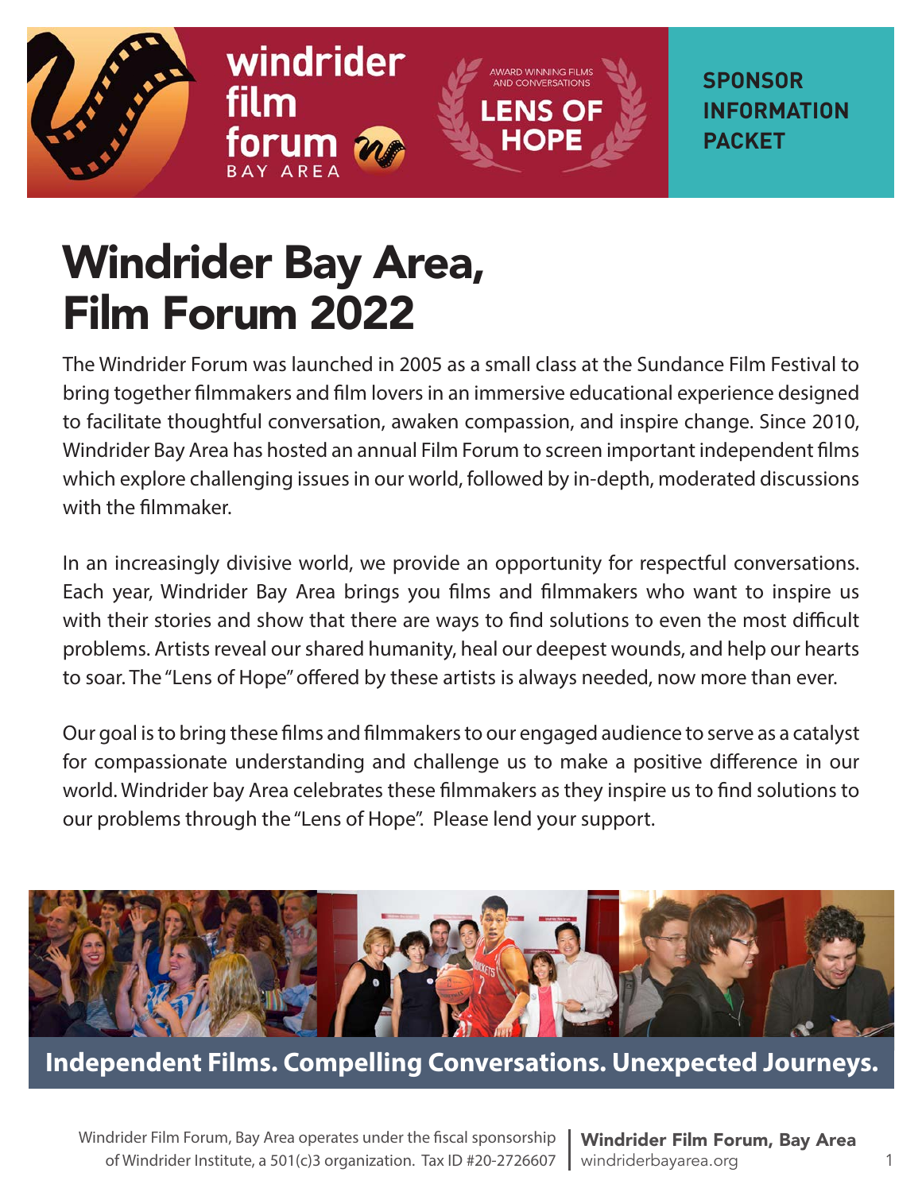windrider film forum BAY AREA

AWARD WINNING FILMS AND CONVERSATIONS

LENS OF HOPE

**SPONSOR INFORMATION PACKET**

# Windrider Bay Area, Film Forum 2022

The Windrider Forum was launched in 2005 as a small class at the Sundance Film Festival to bring together filmmakers and film lovers in an immersive educational experience designed to facilitate thoughtful conversation, awaken compassion, and inspire change. Since 2010, Windrider Bay Area has hosted an annual Film Forum to screen important independent films which explore challenging issues in our world, followed by in-depth, moderated discussions with the filmmaker.

In an increasingly divisive world, we provide an opportunity for respectful conversations. Each year, Windrider Bay Area brings you films and filmmakers who want to inspire us with their stories and show that there are ways to find solutions to even the most difficult problems. Artists reveal our shared humanity, heal our deepest wounds, and help our hearts to soar. The "Lens of Hope" offered by these artists is always needed, now more than ever.

Our goal is to bring these films and filmmakers to our engaged audience to serve as a catalyst for compassionate understanding and challenge us to make a positive difference in our world. Windrider bay Area celebrates these filmmakers as they inspire us to find solutions to our problems through the "Lens of Hope". Please lend your support.

**Independent Films. Compelling Conversations. Unexpected Journeys.**

Windrider Film Forum, Bay Area operates under the fiscal sponsorship of Windrider Institute, a 501(c)3 organization. Tax ID #20-2726607

**Windrider Film Forum, Bay Area**
windriderbayarea.org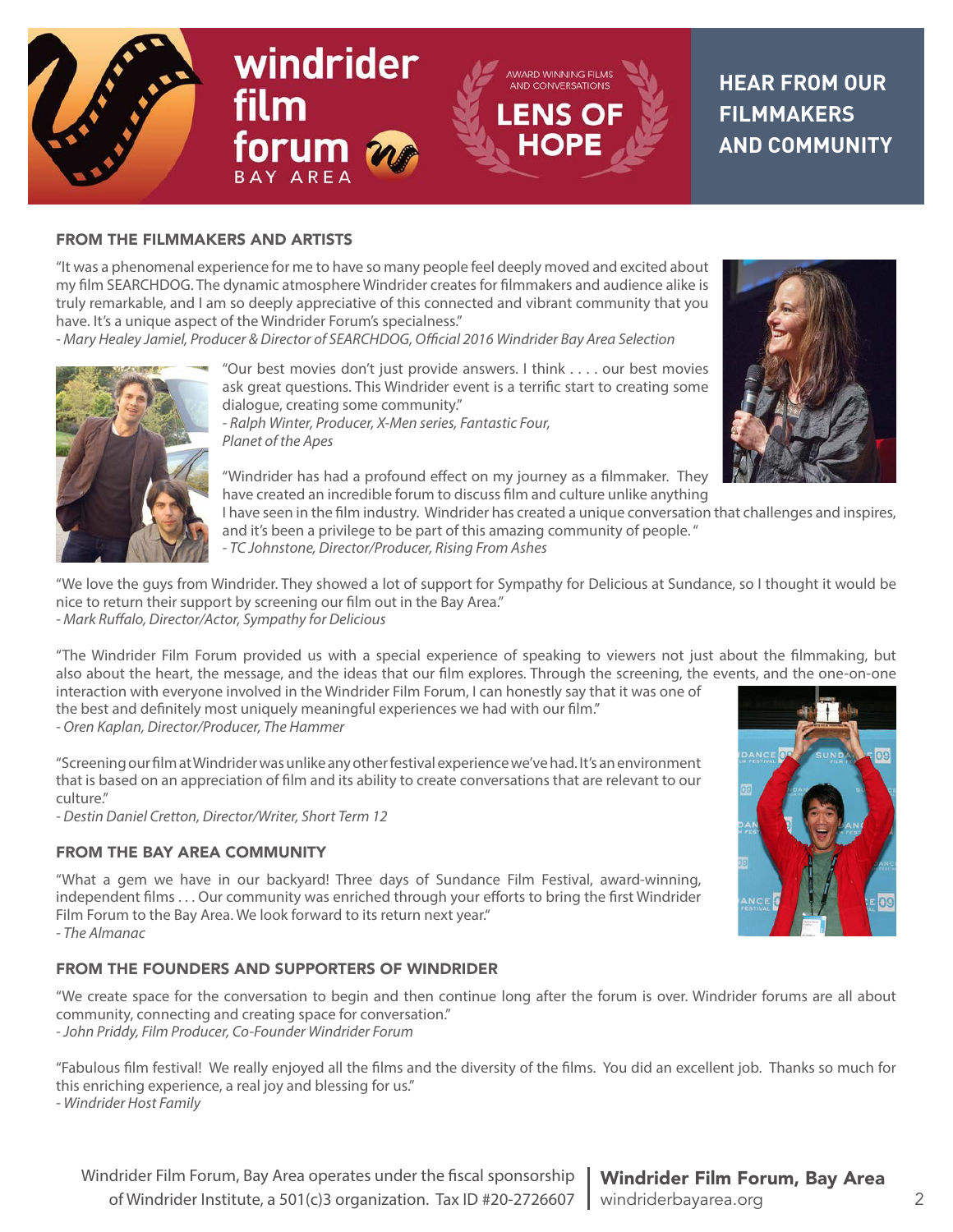# windrider film forum BAY AREA

AWARD WINNING FILMS AND CONVERSATIONS

**LENS OF HOPE**

## HEAR FROM OUR FILMMAKERS AND COMMUNITY

### FROM THE FILMMAKERS AND ARTISTS

"It was a phenomenal experience for me to have so many people feel deeply moved and excited about my film SEARCHDOG. The dynamic atmosphere Windrider creates for filmmakers and audience alike is truly remarkable, and I am so deeply appreciative of this connected and vibrant community that you have. It's a unique aspect of the Windrider Forum's specialness."
*- Mary Healey Jamiel, Producer & Director of SEARCHDOG, Official 2016 Windrider Bay Area Selection*

"Our best movies don't just provide answers. I think . . . . our best movies ask great questions. This Windrider event is a terrific start to creating some dialogue, creating some community."
*- Ralph Winter, Producer, X-Men series, Fantastic Four, Planet of the Apes*

"Windrider has had a profound effect on my journey as a filmmaker. They have created an incredible forum to discuss film and culture unlike anything I have seen in the film industry. Windrider has created a unique conversation that challenges and inspires, and it's been a privilege to be part of this amazing community of people."
*- TC Johnstone, Director/Producer, Rising From Ashes*

"We love the guys from Windrider. They showed a lot of support for Sympathy for Delicious at Sundance, so I thought it would be nice to return their support by screening our film out in the Bay Area."
*- Mark Ruffalo, Director/Actor, Sympathy for Delicious*

"The Windrider Film Forum provided us with a special experience of speaking to viewers not just about the filmmaking, but also about the heart, the message, and the ideas that our film explores. Through the screening, the events, and the one-on-one interaction with everyone involved in the Windrider Film Forum, I can honestly say that it was one of the best and definitely most uniquely meaningful experiences we had with our film."
*- Oren Kaplan, Director/Producer, The Hammer*

"Screening our film at Windrider was unlike any other festival experience we've had. It's an environment that is based on an appreciation of film and its ability to create conversations that are relevant to our culture."
*- Destin Daniel Cretton, Director/Writer, Short Term 12*

### FROM THE BAY AREA COMMUNITY

"What a gem we have in our backyard! Three days of Sundance Film Festival, award-winning, independent films . . . Our community was enriched through your efforts to bring the first Windrider Film Forum to the Bay Area. We look forward to its return next year."
*- The Almanac*

### FROM THE FOUNDERS AND SUPPORTERS OF WINDRIDER

"We create space for the conversation to begin and then continue long after the forum is over. Windrider forums are all about community, connecting and creating space for conversation."
*- John Priddy, Film Producer, Co-Founder Windrider Forum*

"Fabulous film festival! We really enjoyed all the films and the diversity of the films. You did an excellent job. Thanks so much for this enriching experience, a real joy and blessing for us."
*- Windrider Host Family*

Windrider Film Forum, Bay Area operates under the fiscal sponsorship of Windrider Institute, a 501(c)3 organization. Tax ID #20-2726607

**Windrider Film Forum, Bay Area**
windriderbayarea.org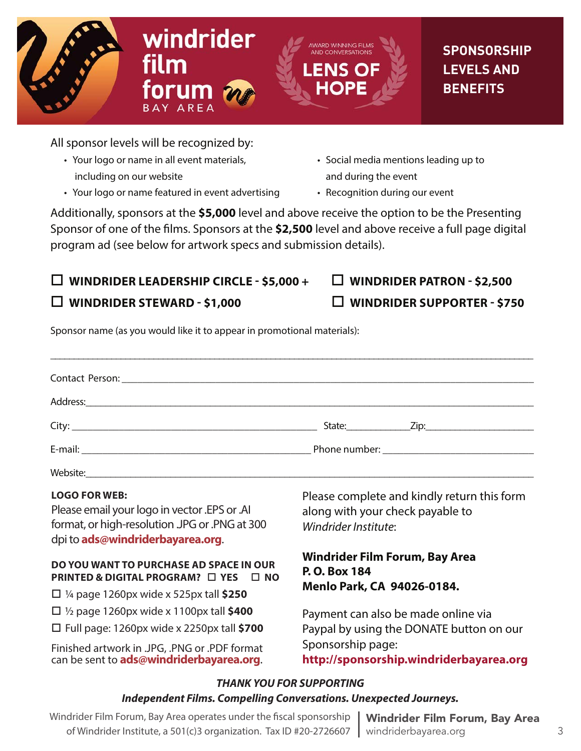windrider film forum BAY AREA

AWARD WINNING FILMS AND CONVERSATIONS

LENS OF HOPE

# SPONSORSHIP LEVELS AND BENEFITS

All sponsor levels will be recognized by:

- Your logo or name in all event materials, including on our website
- Your logo or name featured in event advertising
- Social media mentions leading up to and during the event
- Recognition during our event

Additionally, sponsors at the **$5,000** level and above receive the option to be the Presenting Sponsor of one of the films. Sponsors at the **$2,500** level and above receive a full page digital program ad (see below for artwork specs and submission details).

☐ **WINDRIDER LEADERSHIP CIRCLE - $5,000 +**

☐ **WINDRIDER PATRON - $2,500**

☐ **WINDRIDER STEWARD - $1,000**

☐ **WINDRIDER SUPPORTER - $750**

Sponsor name (as you would like it to appear in promotional materials):

\_\_\_\_\_\_\_\_\_\_\_\_\_\_\_\_\_\_\_\_\_\_\_\_\_\_\_\_\_\_\_\_\_\_\_\_\_\_\_\_\_\_\_\_\_\_\_\_\_\_\_\_\_\_\_\_

Contact Person: \_\_\_\_\_\_\_\_\_\_\_\_\_\_\_\_\_\_\_\_\_\_\_\_\_\_\_\_\_\_\_\_\_\_\_\_\_\_\_\_\_\_\_\_

Address: \_\_\_\_\_\_\_\_\_\_\_\_\_\_\_\_\_\_\_\_\_\_\_\_\_\_\_\_\_\_\_\_\_\_\_\_\_\_\_\_\_\_\_\_\_\_\_\_\_\_\_\_

City: \_\_\_\_\_\_\_\_\_\_\_\_\_\_\_\_\_\_\_\_\_\_\_\_\_\_ State: \_\_\_\_\_\_\_\_ Zip: \_\_\_\_\_\_\_\_\_\_\_\_

E-mail: \_\_\_\_\_\_\_\_\_\_\_\_\_\_\_\_\_\_\_\_\_\_\_\_\_\_ Phone number: \_\_\_\_\_\_\_\_\_\_\_\_\_\_\_\_\_\_

Website: \_\_\_\_\_\_\_\_\_\_\_\_\_\_\_\_\_\_\_\_\_\_\_\_\_\_\_\_\_\_\_\_\_\_\_\_\_\_\_\_\_\_\_\_\_\_\_\_\_\_\_\_

**LOGO FOR WEB:**

Please email your logo in vector .EPS or .AI format, or high-resolution .JPG or .PNG at 300 dpi to **ads@windriderbayarea.org**.

**DO YOU WANT TO PURCHASE AD SPACE IN OUR PRINTED & DIGITAL PROGRAM?** ☐ **YES** ☐ **NO**

☐ ¼ page 1260px wide x 525px tall **$250**

☐ ½ page 1260px wide x 1100px tall **$400**

☐ Full page: 1260px wide x 2250px tall **$700**

Finished artwork in .JPG, .PNG or .PDF format can be sent to **ads@windriderbayarea.org**.

Please complete and kindly return this form along with your check payable to *Windrider Institute*:

**Windrider Film Forum, Bay Area**
**P. O. Box 184**
**Menlo Park, CA 94026-0184.**

Payment can also be made online via Paypal by using the DONATE button on our Sponsorship page:
**http://sponsorship.windriderbayarea.org**

***THANK YOU FOR SUPPORTING***
***Independent Films. Compelling Conversations. Unexpected Journeys.***

Windrider Film Forum, Bay Area operates under the fiscal sponsorship of Windrider Institute, a 501(c)3 organization. Tax ID #20-2726607

**Windrider Film Forum, Bay Area**
windriderbayarea.org